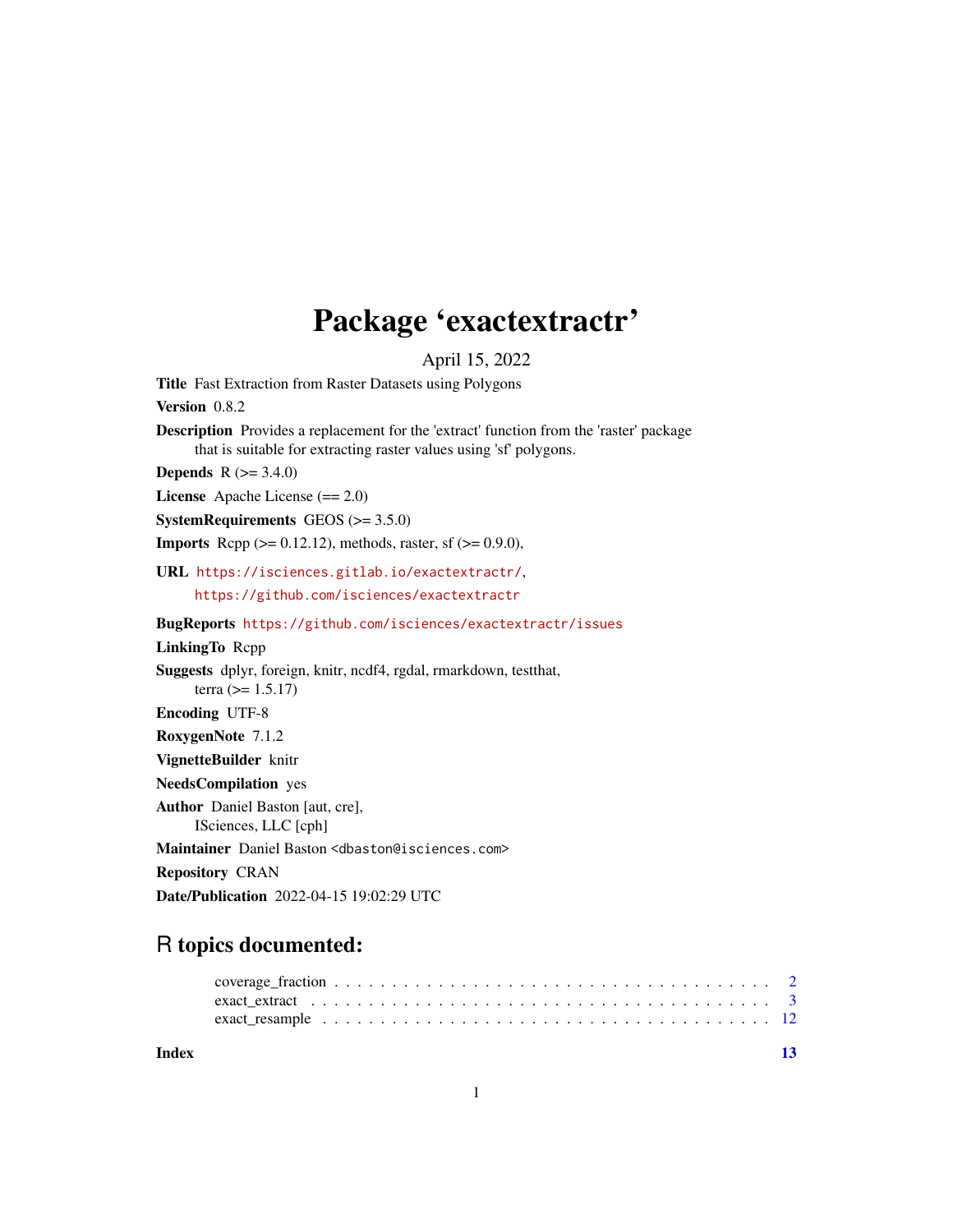# Package 'exactextractr'

April 15, 2022

**Title** Fast Extraction from Raster Datasets using Polygons

**Version** 0.8.2

**Description** Provides a replacement for the 'extract' function from the 'raster' package that is suitable for extracting raster values using 'sf' polygons.

**Depends** R (>= 3.4.0)

**License** Apache License (== 2.0)

**SystemRequirements** GEOS (>= 3.5.0)

**Imports** Rcpp (>= 0.12.12), methods, raster, sf (>= 0.9.0),

**URL** https://isciences.gitlab.io/exactextractr/, https://github.com/isciences/exactextractr

**BugReports** https://github.com/isciences/exactextractr/issues

**LinkingTo** Rcpp

**Suggests** dplyr, foreign, knitr, ncdf4, rgdal, rmarkdown, testthat, terra (>= 1.5.17)

**Encoding** UTF-8

**RoxygenNote** 7.1.2

**VignetteBuilder** knitr

**NeedsCompilation** yes

**Author** Daniel Baston [aut, cre], ISciences, LLC [cph]

**Maintainer** Daniel Baston <dbaston@isciences.com>

**Repository** CRAN

**Date/Publication** 2022-04-15 19:02:29 UTC

## R topics documented:

coverage_fraction . . . . . . . . . . . . . . . . . . . . . . . . . . . . . . . . . . . . . 2
exact_extract . . . . . . . . . . . . . . . . . . . . . . . . . . . . . . . . . . . . . . . 3
exact_resample . . . . . . . . . . . . . . . . . . . . . . . . . . . . . . . . . . . . . . 12

**Index** **13**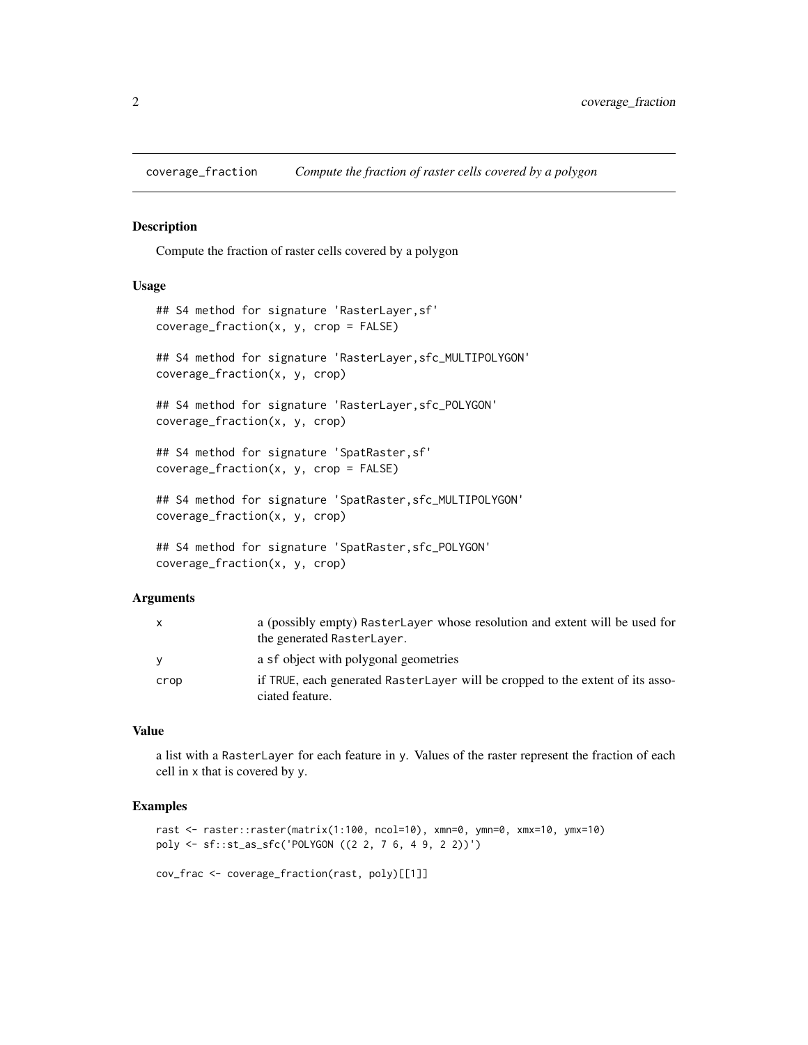## coverage_fraction — *Compute the fraction of raster cells covered by a polygon*

### Description

Compute the fraction of raster cells covered by a polygon

### Usage

```
## S4 method for signature 'RasterLayer,sf'
coverage_fraction(x, y, crop = FALSE)

## S4 method for signature 'RasterLayer,sfc_MULTIPOLYGON'
coverage_fraction(x, y, crop)

## S4 method for signature 'RasterLayer,sfc_POLYGON'
coverage_fraction(x, y, crop)

## S4 method for signature 'SpatRaster,sf'
coverage_fraction(x, y, crop = FALSE)

## S4 method for signature 'SpatRaster,sfc_MULTIPOLYGON'
coverage_fraction(x, y, crop)

## S4 method for signature 'SpatRaster,sfc_POLYGON'
coverage_fraction(x, y, crop)
```

### Arguments

| | |
|---|---|
| x | a (possibly empty) `RasterLayer` whose resolution and extent will be used for the generated `RasterLayer`. |
| y | a `sf` object with polygonal geometries |
| crop | if `TRUE`, each generated `RasterLayer` will be cropped to the extent of its associated feature. |

### Value

a list with a `RasterLayer` for each feature in `y`. Values of the raster represent the fraction of each cell in `x` that is covered by `y`.

### Examples

```
rast <- raster::raster(matrix(1:100, ncol=10), xmn=0, ymn=0, xmx=10, ymx=10)
poly <- sf::st_as_sfc('POLYGON ((2 2, 7 6, 4 9, 2 2))')

cov_frac <- coverage_fraction(rast, poly)[[1]]
```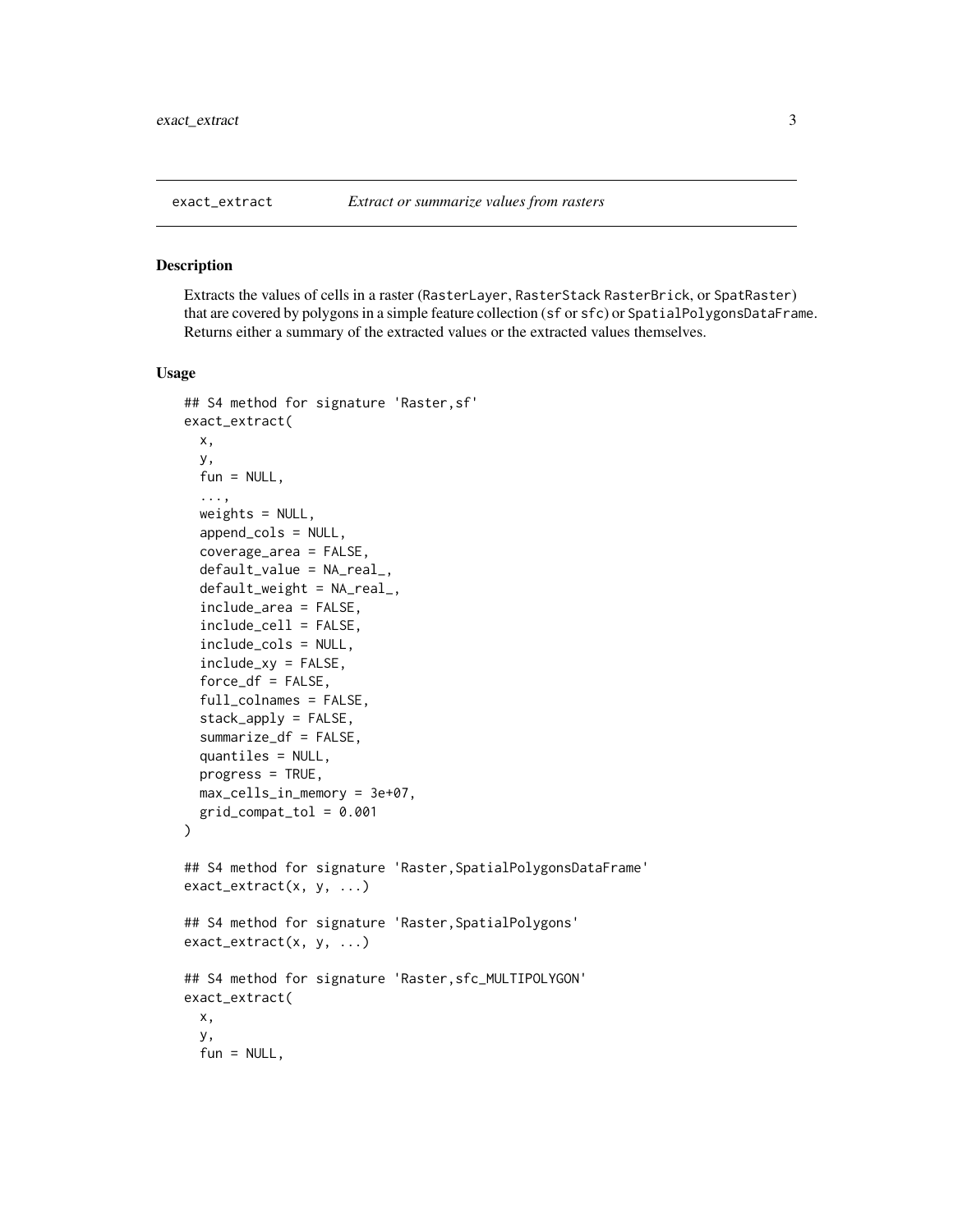exact_extract — *Extract or summarize values from rasters*

## Description

Extracts the values of cells in a raster (RasterLayer, RasterStack RasterBrick, or SpatRaster) that are covered by polygons in a simple feature collection (sf or sfc) or SpatialPolygonsDataFrame. Returns either a summary of the extracted values or the extracted values themselves.

## Usage

```
## S4 method for signature 'Raster,sf'
exact_extract(
  x,
  y,
  fun = NULL,
  ...,
  weights = NULL,
  append_cols = NULL,
  coverage_area = FALSE,
  default_value = NA_real_,
  default_weight = NA_real_,
  include_area = FALSE,
  include_cell = FALSE,
  include_cols = NULL,
  include_xy = FALSE,
  force_df = FALSE,
  full_colnames = FALSE,
  stack_apply = FALSE,
  summarize_df = FALSE,
  quantiles = NULL,
  progress = TRUE,
  max_cells_in_memory = 3e+07,
  grid_compat_tol = 0.001
)

## S4 method for signature 'Raster,SpatialPolygonsDataFrame'
exact_extract(x, y, ...)

## S4 method for signature 'Raster,SpatialPolygons'
exact_extract(x, y, ...)

## S4 method for signature 'Raster,sfc_MULTIPOLYGON'
exact_extract(
  x,
  y,
  fun = NULL,
```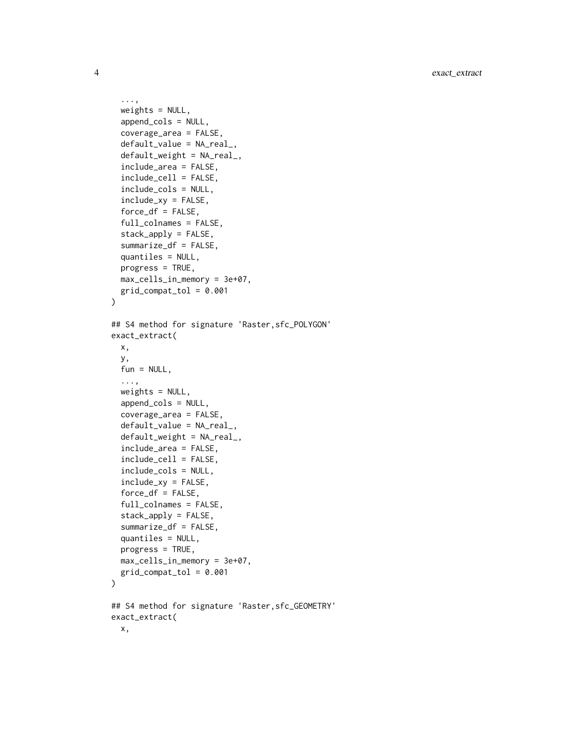```
  ...,
  weights = NULL,
  append_cols = NULL,
  coverage_area = FALSE,
  default_value = NA_real_,
  default_weight = NA_real_,
  include_area = FALSE,
  include_cell = FALSE,
  include_cols = NULL,
  include_xy = FALSE,
  force_df = FALSE,
  full_colnames = FALSE,
  stack_apply = FALSE,
  summarize_df = FALSE,
  quantiles = NULL,
  progress = TRUE,
  max_cells_in_memory = 3e+07,
  grid_compat_tol = 0.001
)

## S4 method for signature 'Raster,sfc_POLYGON'
exact_extract(
  x,
  y,
  fun = NULL,
  ...,
  weights = NULL,
  append_cols = NULL,
  coverage_area = FALSE,
  default_value = NA_real_,
  default_weight = NA_real_,
  include_area = FALSE,
  include_cell = FALSE,
  include_cols = NULL,
  include_xy = FALSE,
  force_df = FALSE,
  full_colnames = FALSE,
  stack_apply = FALSE,
  summarize_df = FALSE,
  quantiles = NULL,
  progress = TRUE,
  max_cells_in_memory = 3e+07,
  grid_compat_tol = 0.001
)

## S4 method for signature 'Raster,sfc_GEOMETRY'
exact_extract(
  x,
```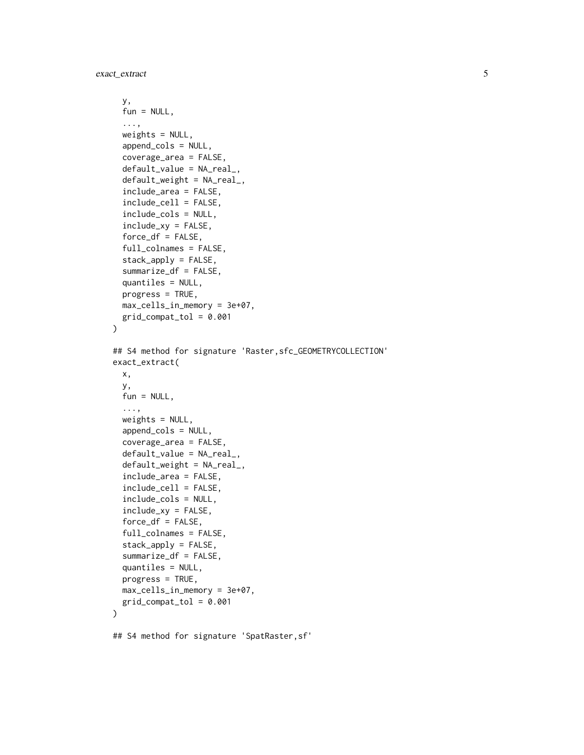```
  y,
  fun = NULL,
  ...,
  weights = NULL,
  append_cols = NULL,
  coverage_area = FALSE,
  default_value = NA_real_,
  default_weight = NA_real_,
  include_area = FALSE,
  include_cell = FALSE,
  include_cols = NULL,
  include_xy = FALSE,
  force_df = FALSE,
  full_colnames = FALSE,
  stack_apply = FALSE,
  summarize_df = FALSE,
  quantiles = NULL,
  progress = TRUE,
  max_cells_in_memory = 3e+07,
  grid_compat_tol = 0.001
)

## S4 method for signature 'Raster,sfc_GEOMETRYCOLLECTION'
exact_extract(
  x,
  y,
  fun = NULL,
  ...,
  weights = NULL,
  append_cols = NULL,
  coverage_area = FALSE,
  default_value = NA_real_,
  default_weight = NA_real_,
  include_area = FALSE,
  include_cell = FALSE,
  include_cols = NULL,
  include_xy = FALSE,
  force_df = FALSE,
  full_colnames = FALSE,
  stack_apply = FALSE,
  summarize_df = FALSE,
  quantiles = NULL,
  progress = TRUE,
  max_cells_in_memory = 3e+07,
  grid_compat_tol = 0.001
)

## S4 method for signature 'SpatRaster,sf'
```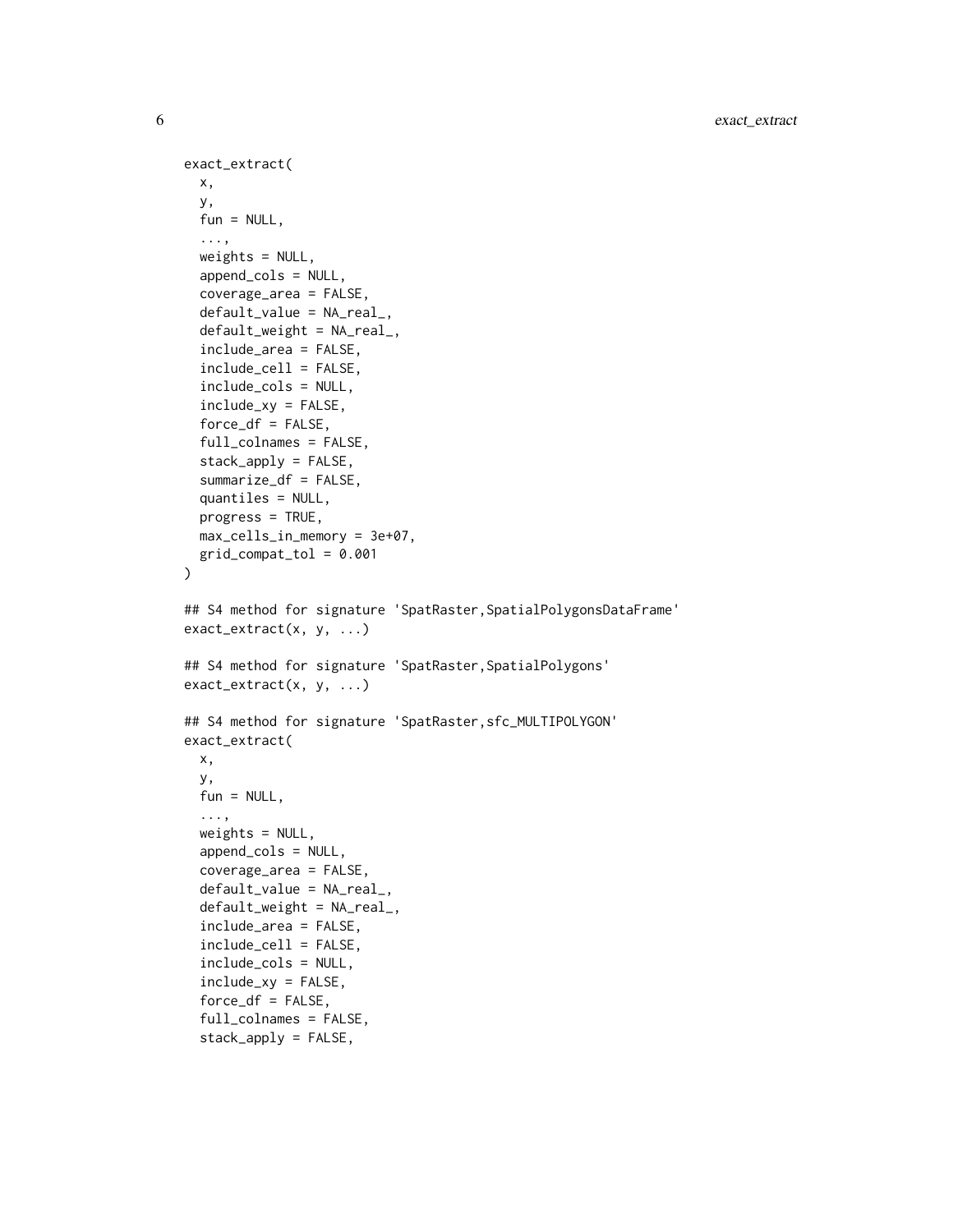```
exact_extract(
  x,
  y,
  fun = NULL,
  ...,
  weights = NULL,
  append_cols = NULL,
  coverage_area = FALSE,
  default_value = NA_real_,
  default_weight = NA_real_,
  include_area = FALSE,
  include_cell = FALSE,
  include_cols = NULL,
  include_xy = FALSE,
  force_df = FALSE,
  full_colnames = FALSE,
  stack_apply = FALSE,
  summarize_df = FALSE,
  quantiles = NULL,
  progress = TRUE,
  max_cells_in_memory = 3e+07,
  grid_compat_tol = 0.001
)

## S4 method for signature 'SpatRaster,SpatialPolygonsDataFrame'
exact_extract(x, y, ...)

## S4 method for signature 'SpatRaster,SpatialPolygons'
exact_extract(x, y, ...)

## S4 method for signature 'SpatRaster,sfc_MULTIPOLYGON'
exact_extract(
  x,
  y,
  fun = NULL,
  ...,
  weights = NULL,
  append_cols = NULL,
  coverage_area = FALSE,
  default_value = NA_real_,
  default_weight = NA_real_,
  include_area = FALSE,
  include_cell = FALSE,
  include_cols = NULL,
  include_xy = FALSE,
  force_df = FALSE,
  full_colnames = FALSE,
  stack_apply = FALSE,
```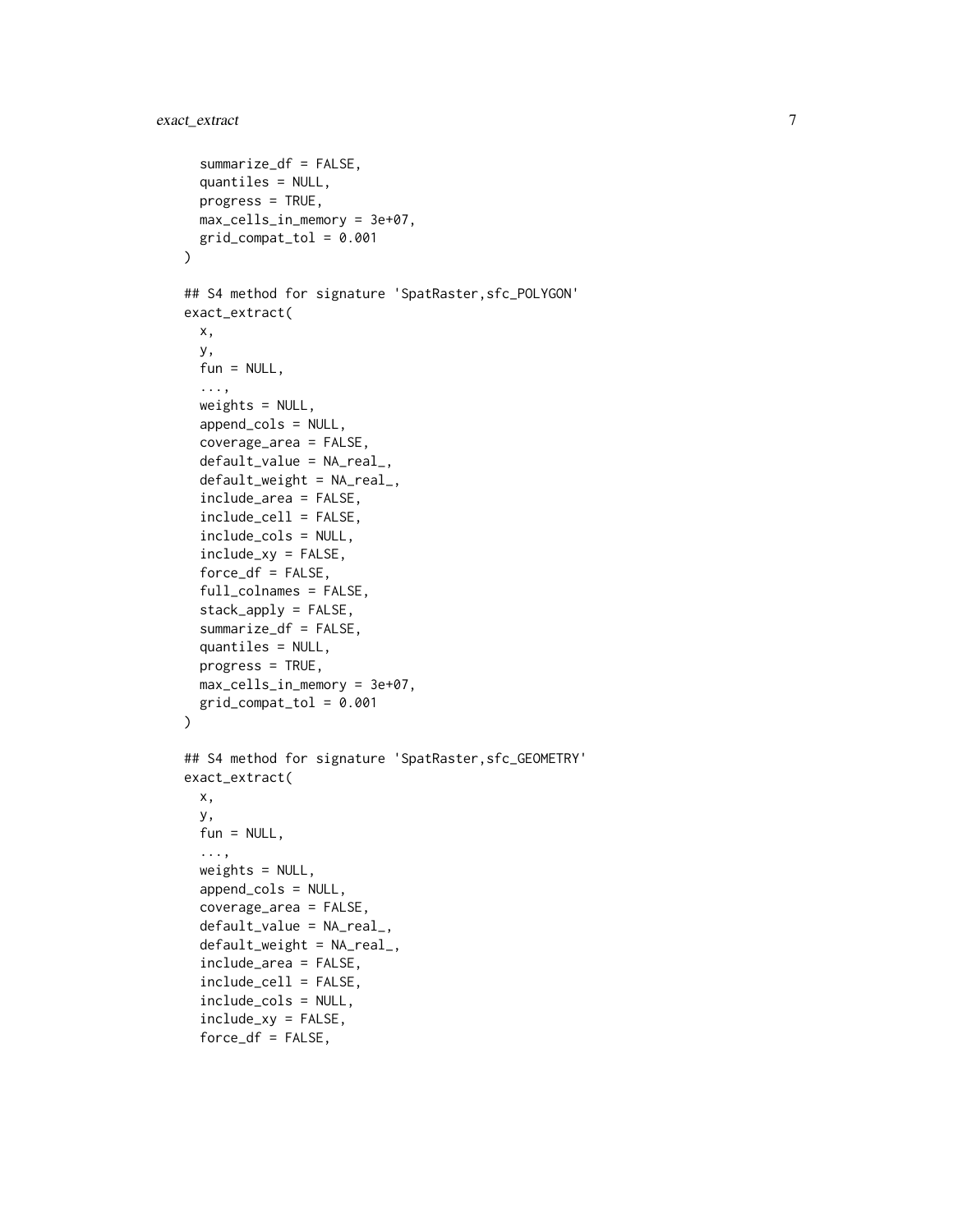```
  summarize_df = FALSE,
  quantiles = NULL,
  progress = TRUE,
  max_cells_in_memory = 3e+07,
  grid_compat_tol = 0.001
)

## S4 method for signature 'SpatRaster,sfc_POLYGON'
exact_extract(
  x,
  y,
  fun = NULL,
  ...,
  weights = NULL,
  append_cols = NULL,
  coverage_area = FALSE,
  default_value = NA_real_,
  default_weight = NA_real_,
  include_area = FALSE,
  include_cell = FALSE,
  include_cols = NULL,
  include_xy = FALSE,
  force_df = FALSE,
  full_colnames = FALSE,
  stack_apply = FALSE,
  summarize_df = FALSE,
  quantiles = NULL,
  progress = TRUE,
  max_cells_in_memory = 3e+07,
  grid_compat_tol = 0.001
)

## S4 method for signature 'SpatRaster,sfc_GEOMETRY'
exact_extract(
  x,
  y,
  fun = NULL,
  ...,
  weights = NULL,
  append_cols = NULL,
  coverage_area = FALSE,
  default_value = NA_real_,
  default_weight = NA_real_,
  include_area = FALSE,
  include_cell = FALSE,
  include_cols = NULL,
  include_xy = FALSE,
  force_df = FALSE,
```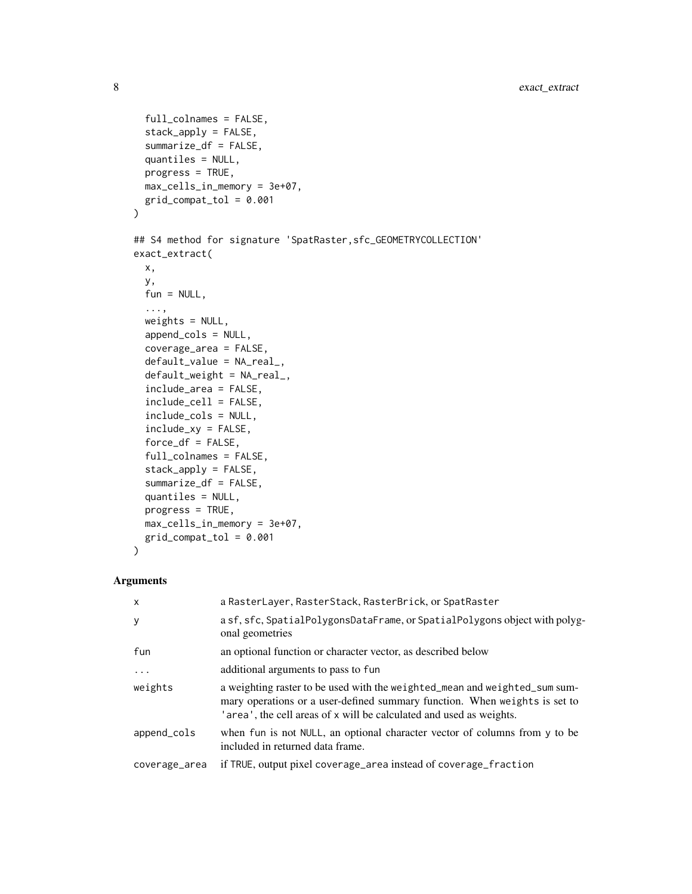```
  full_colnames = FALSE,
  stack_apply = FALSE,
  summarize_df = FALSE,
  quantiles = NULL,
  progress = TRUE,
  max_cells_in_memory = 3e+07,
  grid_compat_tol = 0.001
)

## S4 method for signature 'SpatRaster,sfc_GEOMETRYCOLLECTION'
exact_extract(
  x,
  y,
  fun = NULL,
  ...,
  weights = NULL,
  append_cols = NULL,
  coverage_area = FALSE,
  default_value = NA_real_,
  default_weight = NA_real_,
  include_area = FALSE,
  include_cell = FALSE,
  include_cols = NULL,
  include_xy = FALSE,
  force_df = FALSE,
  full_colnames = FALSE,
  stack_apply = FALSE,
  summarize_df = FALSE,
  quantiles = NULL,
  progress = TRUE,
  max_cells_in_memory = 3e+07,
  grid_compat_tol = 0.001
)
```

## Arguments

| | |
|---|---|
| `x` | a `RasterLayer`, `RasterStack`, `RasterBrick`, or `SpatRaster` |
| `y` | a `sf`, `sfc`, `SpatialPolygonsDataFrame`, or `SpatialPolygons` object with polygonal geometries |
| `fun` | an optional function or character vector, as described below |
| `...` | additional arguments to pass to `fun` |
| `weights` | a weighting raster to be used with the `weighted_mean` and `weighted_sum` summary operations or a user-defined summary function. When `weights` is set to `'area'`, the cell areas of `x` will be calculated and used as weights. |
| `append_cols` | when `fun` is not `NULL`, an optional character vector of columns from `y` to be included in returned data frame. |
| `coverage_area` | if `TRUE`, output pixel `coverage_area` instead of `coverage_fraction` |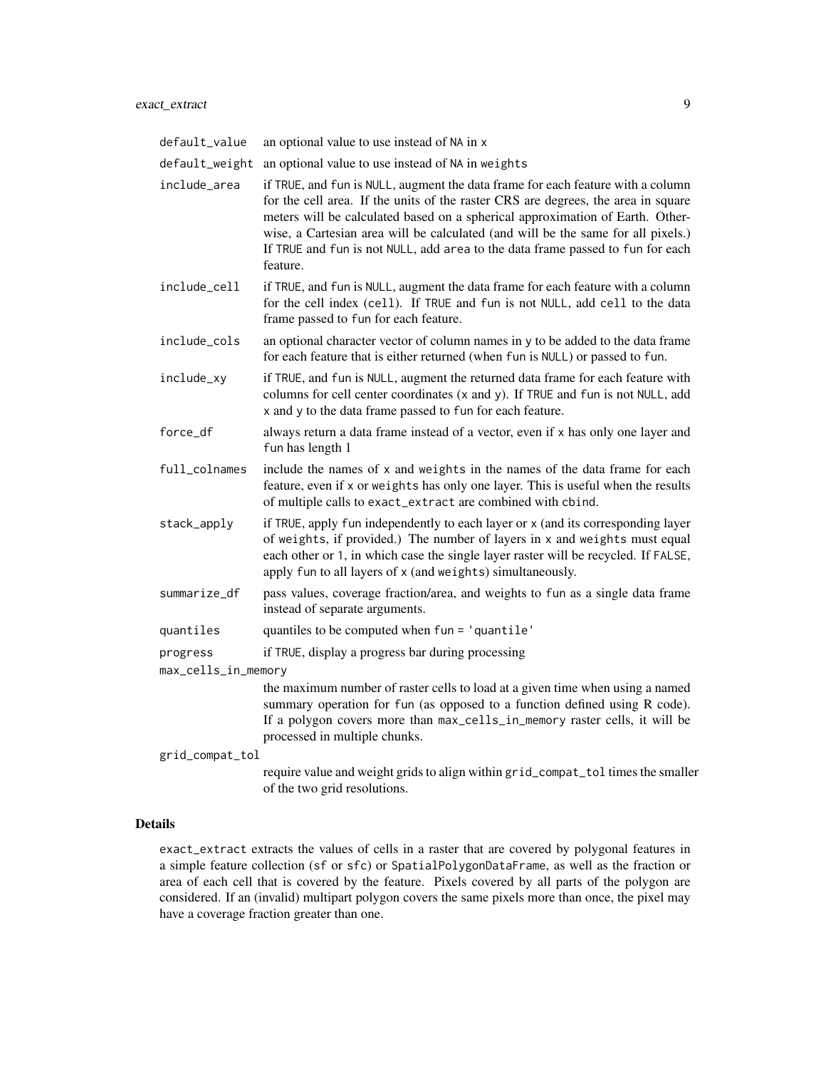| | |
|---|---|
| `default_value` | an optional value to use instead of `NA` in `x` |
| `default_weight` | an optional value to use instead of `NA` in `weights` |
| `include_area` | if `TRUE`, and `fun` is `NULL`, augment the data frame for each feature with a column for the cell area. If the units of the raster CRS are degrees, the area in square meters will be calculated based on a spherical approximation of Earth. Otherwise, a Cartesian area will be calculated (and will be the same for all pixels.) If `TRUE` and `fun` is not `NULL`, add `area` to the data frame passed to `fun` for each feature. |
| `include_cell` | if `TRUE`, and `fun` is `NULL`, augment the data frame for each feature with a column for the cell index (`cell`). If `TRUE` and `fun` is not `NULL`, add `cell` to the data frame passed to `fun` for each feature. |
| `include_cols` | an optional character vector of column names in `y` to be added to the data frame for each feature that is either returned (when `fun` is `NULL`) or passed to `fun`. |
| `include_xy` | if `TRUE`, and `fun` is `NULL`, augment the returned data frame for each feature with columns for cell center coordinates (`x` and `y`). If `TRUE` and `fun` is not `NULL`, add `x` and `y` to the data frame passed to `fun` for each feature. |
| `force_df` | always return a data frame instead of a vector, even if `x` has only one layer and `fun` has length 1 |
| `full_colnames` | include the names of `x` and `weights` in the names of the data frame for each feature, even if `x` or `weights` has only one layer. This is useful when the results of multiple calls to `exact_extract` are combined with `cbind`. |
| `stack_apply` | if `TRUE`, apply `fun` independently to each layer or `x` (and its corresponding layer of `weights`, if provided.) The number of layers in `x` and `weights` must equal each other or `1`, in which case the single layer raster will be recycled. If `FALSE`, apply `fun` to all layers of `x` (and `weights`) simultaneously. |
| `summarize_df` | pass values, coverage fraction/area, and weights to `fun` as a single data frame instead of separate arguments. |
| `quantiles` | quantiles to be computed when `fun = 'quantile'` |
| `progress` | if `TRUE`, display a progress bar during processing |
| `max_cells_in_memory` | the maximum number of raster cells to load at a given time when using a named summary operation for `fun` (as opposed to a function defined using R code). If a polygon covers more than `max_cells_in_memory` raster cells, it will be processed in multiple chunks. |
| `grid_compat_tol` | require value and weight grids to align within `grid_compat_tol` times the smaller of the two grid resolutions. |

## Details

`exact_extract` extracts the values of cells in a raster that are covered by polygonal features in a simple feature collection (`sf` or `sfc`) or `SpatialPolygonDataFrame`, as well as the fraction or area of each cell that is covered by the feature. Pixels covered by all parts of the polygon are considered. If an (invalid) multipart polygon covers the same pixels more than once, the pixel may have a coverage fraction greater than one.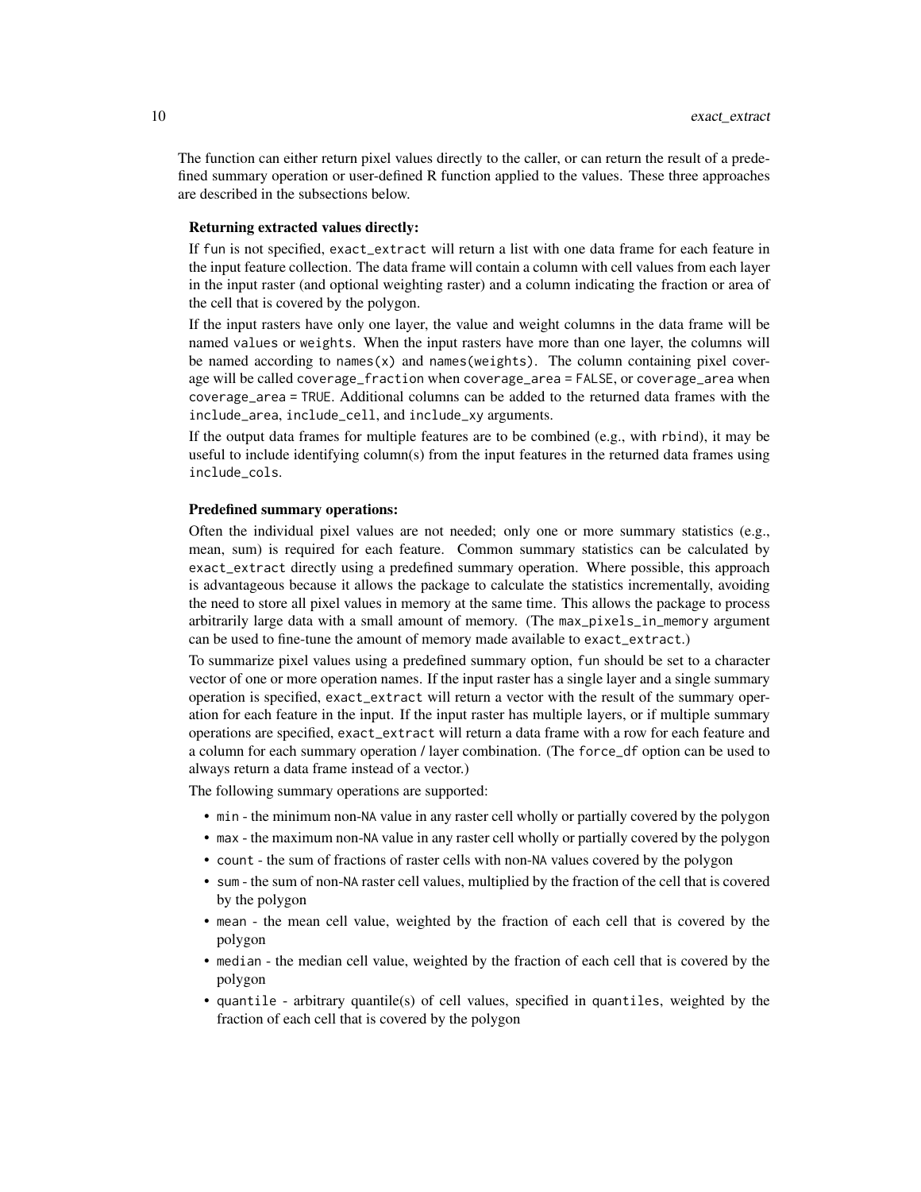The function can either return pixel values directly to the caller, or can return the result of a predefined summary operation or user-defined R function applied to the values. These three approaches are described in the subsections below.

**Returning extracted values directly:**

If `fun` is not specified, `exact_extract` will return a list with one data frame for each feature in the input feature collection. The data frame will contain a column with cell values from each layer in the input raster (and optional weighting raster) and a column indicating the fraction or area of the cell that is covered by the polygon.

If the input rasters have only one layer, the value and weight columns in the data frame will be named `values` or `weights`. When the input rasters have more than one layer, the columns will be named according to `names(x)` and `names(weights)`. The column containing pixel coverage will be called `coverage_fraction` when `coverage_area = FALSE`, or `coverage_area` when `coverage_area = TRUE`. Additional columns can be added to the returned data frames with the `include_area`, `include_cell`, and `include_xy` arguments.

If the output data frames for multiple features are to be combined (e.g., with `rbind`), it may be useful to include identifying column(s) from the input features in the returned data frames using `include_cols`.

**Predefined summary operations:**

Often the individual pixel values are not needed; only one or more summary statistics (e.g., mean, sum) is required for each feature. Common summary statistics can be calculated by `exact_extract` directly using a predefined summary operation. Where possible, this approach is advantageous because it allows the package to calculate the statistics incrementally, avoiding the need to store all pixel values in memory at the same time. This allows the package to process arbitrarily large data with a small amount of memory. (The `max_pixels_in_memory` argument can be used to fine-tune the amount of memory made available to `exact_extract`.)

To summarize pixel values using a predefined summary option, `fun` should be set to a character vector of one or more operation names. If the input raster has a single layer and a single summary operation is specified, `exact_extract` will return a vector with the result of the summary operation for each feature in the input. If the input raster has multiple layers, or if multiple summary operations are specified, `exact_extract` will return a data frame with a row for each feature and a column for each summary operation / layer combination. (The `force_df` option can be used to always return a data frame instead of a vector.)

The following summary operations are supported:

- `min` - the minimum non-`NA` value in any raster cell wholly or partially covered by the polygon
- `max` - the maximum non-`NA` value in any raster cell wholly or partially covered by the polygon
- `count` - the sum of fractions of raster cells with non-`NA` values covered by the polygon
- `sum` - the sum of non-`NA` raster cell values, multiplied by the fraction of the cell that is covered by the polygon
- `mean` - the mean cell value, weighted by the fraction of each cell that is covered by the polygon
- `median` - the median cell value, weighted by the fraction of each cell that is covered by the polygon
- `quantile` - arbitrary quantile(s) of cell values, specified in `quantiles`, weighted by the fraction of each cell that is covered by the polygon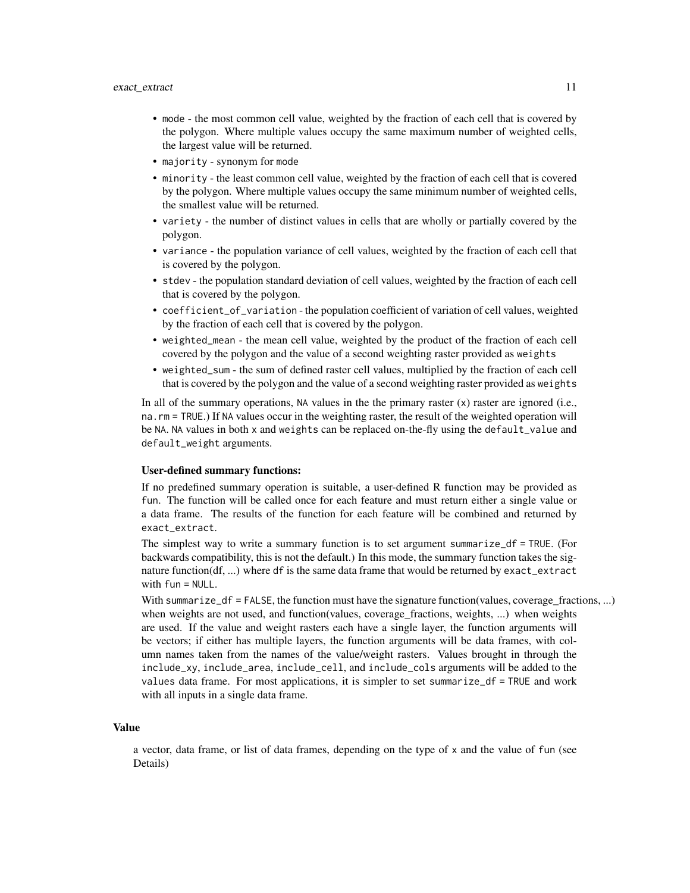- `mode` - the most common cell value, weighted by the fraction of each cell that is covered by the polygon. Where multiple values occupy the same maximum number of weighted cells, the largest value will be returned.
- `majority` - synonym for `mode`
- `minority` - the least common cell value, weighted by the fraction of each cell that is covered by the polygon. Where multiple values occupy the same minimum number of weighted cells, the smallest value will be returned.
- `variety` - the number of distinct values in cells that are wholly or partially covered by the polygon.
- `variance` - the population variance of cell values, weighted by the fraction of each cell that is covered by the polygon.
- `stdev` - the population standard deviation of cell values, weighted by the fraction of each cell that is covered by the polygon.
- `coefficient_of_variation` - the population coefficient of variation of cell values, weighted by the fraction of each cell that is covered by the polygon.
- `weighted_mean` - the mean cell value, weighted by the product of the fraction of each cell covered by the polygon and the value of a second weighting raster provided as `weights`
- `weighted_sum` - the sum of defined raster cell values, multiplied by the fraction of each cell that is covered by the polygon and the value of a second weighting raster provided as `weights`

In all of the summary operations, `NA` values in the the primary raster (`x`) raster are ignored (i.e., `na.rm = TRUE`.) If `NA` values occur in the weighting raster, the result of the weighted operation will be `NA`. `NA` values in both `x` and `weights` can be replaced on-the-fly using the `default_value` and `default_weight` arguments.

**User-defined summary functions:**

If no predefined summary operation is suitable, a user-defined R function may be provided as `fun`. The function will be called once for each feature and must return either a single value or a data frame. The results of the function for each feature will be combined and returned by `exact_extract`.

The simplest way to write a summary function is to set argument `summarize_df = TRUE`. (For backwards compatibility, this is not the default.) In this mode, the summary function takes the signature function(df, ...) where `df` is the same data frame that would be returned by `exact_extract` with `fun = NULL`.

With `summarize_df = FALSE`, the function must have the signature function(values, coverage_fractions, ...) when weights are not used, and function(values, coverage_fractions, weights, ...) when weights are used. If the value and weight rasters each have a single layer, the function arguments will be vectors; if either has multiple layers, the function arguments will be data frames, with column names taken from the names of the value/weight rasters. Values brought in through the `include_xy`, `include_area`, `include_cell`, and `include_cols` arguments will be added to the `values` data frame. For most applications, it is simpler to set `summarize_df = TRUE` and work with all inputs in a single data frame.

## Value

a vector, data frame, or list of data frames, depending on the type of `x` and the value of `fun` (see Details)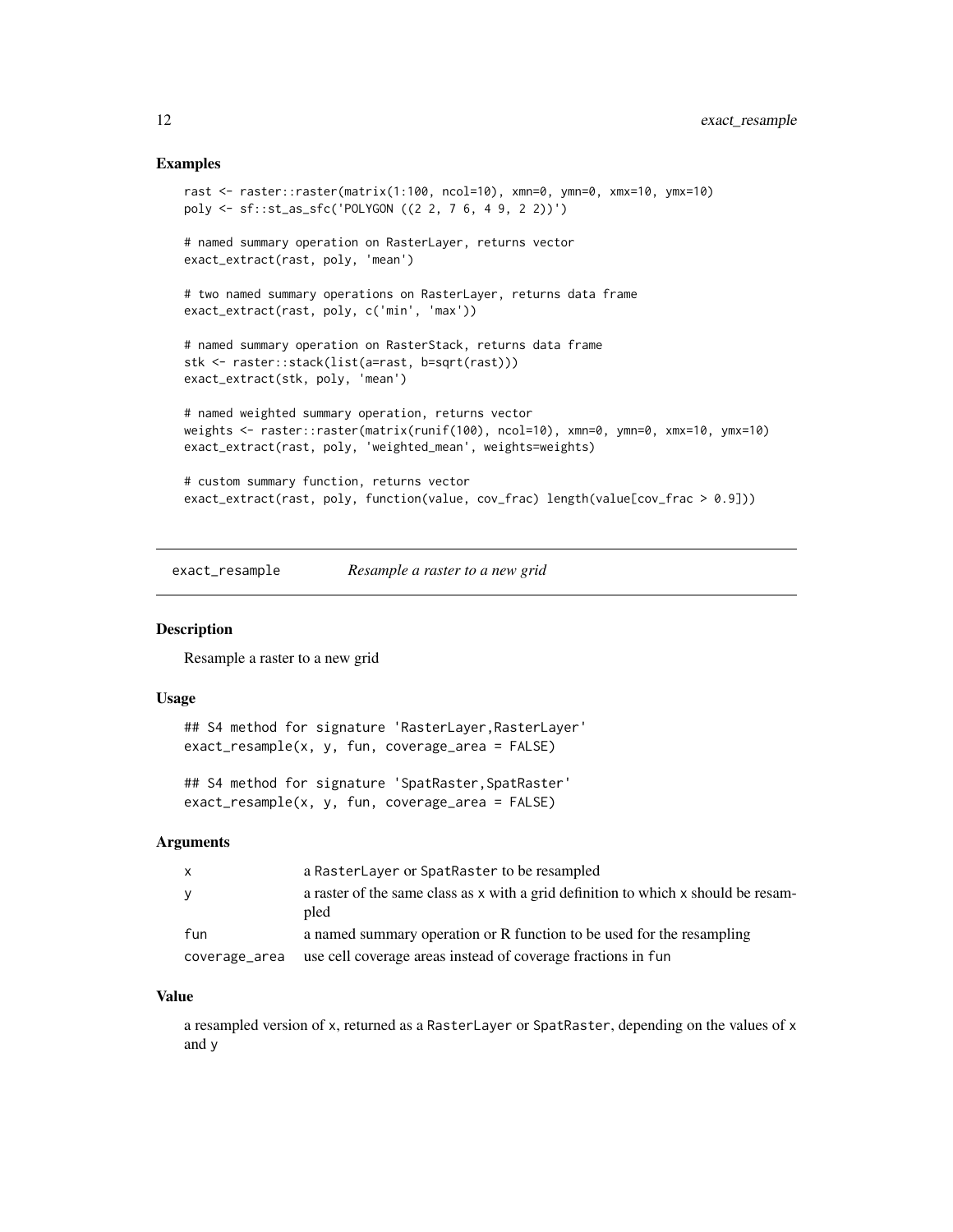### Examples

```
rast <- raster::raster(matrix(1:100, ncol=10), xmn=0, ymn=0, xmx=10, ymx=10)
poly <- sf::st_as_sfc('POLYGON ((2 2, 7 6, 4 9, 2 2))')

# named summary operation on RasterLayer, returns vector
exact_extract(rast, poly, 'mean')

# two named summary operations on RasterLayer, returns data frame
exact_extract(rast, poly, c('min', 'max'))

# named summary operation on RasterStack, returns data frame
stk <- raster::stack(list(a=rast, b=sqrt(rast)))
exact_extract(stk, poly, 'mean')

# named weighted summary operation, returns vector
weights <- raster::raster(matrix(runif(100), ncol=10), xmn=0, ymn=0, xmx=10, ymx=10)
exact_extract(rast, poly, 'weighted_mean', weights=weights)

# custom summary function, returns vector
exact_extract(rast, poly, function(value, cov_frac) length(value[cov_frac > 0.9]))
```

## exact_resample — *Resample a raster to a new grid*

### Description

Resample a raster to a new grid

### Usage

```
## S4 method for signature 'RasterLayer,RasterLayer'
exact_resample(x, y, fun, coverage_area = FALSE)

## S4 method for signature 'SpatRaster,SpatRaster'
exact_resample(x, y, fun, coverage_area = FALSE)
```

### Arguments

| | |
|---|---|
| x | a RasterLayer or SpatRaster to be resampled |
| y | a raster of the same class as x with a grid definition to which x should be resampled |
| fun | a named summary operation or R function to be used for the resampling |
| coverage_area | use cell coverage areas instead of coverage fractions in fun |

### Value

a resampled version of x, returned as a RasterLayer or SpatRaster, depending on the values of x and y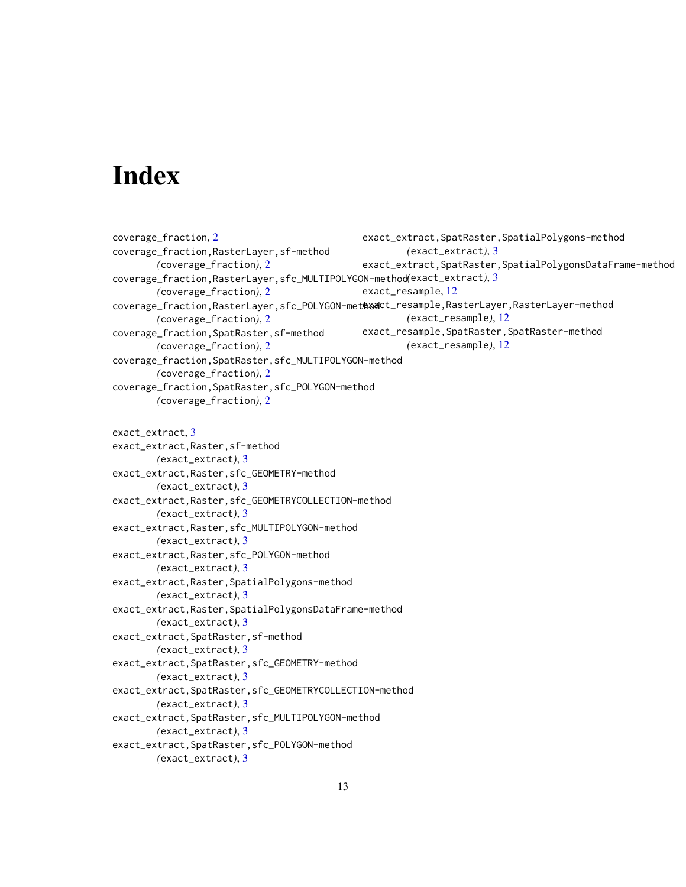# Index

coverage_fraction, 2
coverage_fraction,RasterLayer,sf-method (coverage_fraction), 2
coverage_fraction,RasterLayer,sfc_MULTIPOLYGON-method (coverage_fraction), 2
coverage_fraction,RasterLayer,sfc_POLYGON-method (coverage_fraction), 2
coverage_fraction,SpatRaster,sf-method (coverage_fraction), 2
coverage_fraction,SpatRaster,sfc_MULTIPOLYGON-method (coverage_fraction), 2
coverage_fraction,SpatRaster,sfc_POLYGON-method (coverage_fraction), 2

exact_extract, 3
exact_extract,Raster,sf-method (exact_extract), 3
exact_extract,Raster,sfc_GEOMETRY-method (exact_extract), 3
exact_extract,Raster,sfc_GEOMETRYCOLLECTION-method (exact_extract), 3
exact_extract,Raster,sfc_MULTIPOLYGON-method (exact_extract), 3
exact_extract,Raster,sfc_POLYGON-method (exact_extract), 3
exact_extract,Raster,SpatialPolygons-method (exact_extract), 3
exact_extract,Raster,SpatialPolygonsDataFrame-method (exact_extract), 3
exact_extract,SpatRaster,sf-method (exact_extract), 3
exact_extract,SpatRaster,sfc_GEOMETRY-method (exact_extract), 3
exact_extract,SpatRaster,sfc_GEOMETRYCOLLECTION-method (exact_extract), 3
exact_extract,SpatRaster,sfc_MULTIPOLYGON-method (exact_extract), 3
exact_extract,SpatRaster,sfc_POLYGON-method (exact_extract), 3
exact_extract,SpatRaster,SpatialPolygons-method (exact_extract), 3
exact_extract,SpatRaster,SpatialPolygonsDataFrame-method (exact_extract), 3
exact_resample, 12
exact_resample,RasterLayer,RasterLayer-method (exact_resample), 12
exact_resample,SpatRaster,SpatRaster-method (exact_resample), 12